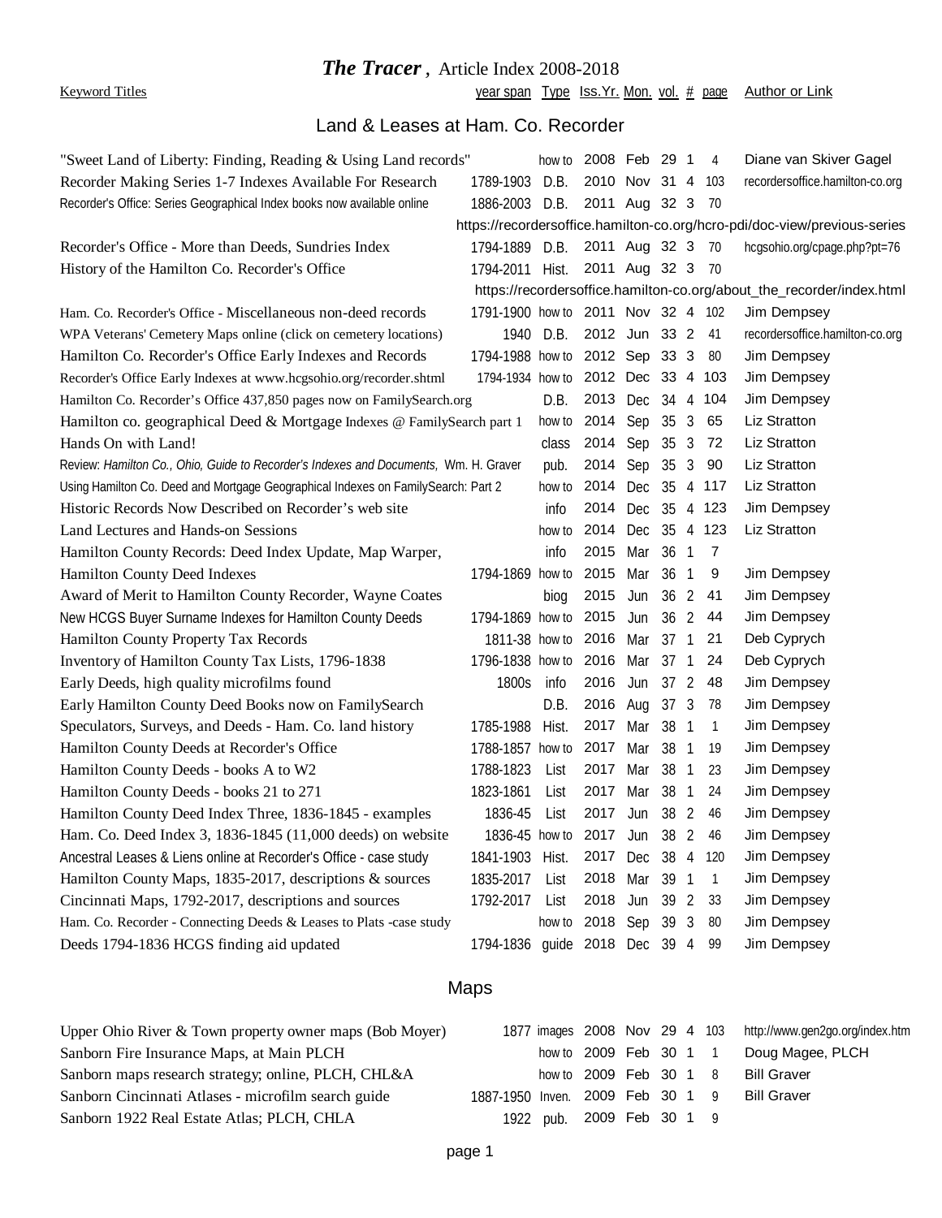# *The Tracer*, Article Index 2008-2018

## Land & Leases at Ham. Co. Recorder

| Keyword Titles | year span | Type | Iss.Yr. | Mon. | vol. | # | page | Author or Link |
|---|---|---|---|---|---|---|---|---|
| "Sweet Land of Liberty: Finding, Reading & Using Land records" | | how to | 2008 | Feb | 29 | 1 | 4 | Diane van Skiver Gagel |
| Recorder Making Series 1-7 Indexes Available For Research | 1789-1903 | D.B. | 2010 | Nov | 31 | 4 | 103 | recordersoffice.hamilton-co.org |
| Recorder's Office: Series Geographical Index books now available online | 1886-2003 | D.B. | 2011 | Aug | 32 | 3 | 70 | https://recordersoffice.hamilton-co.org/hcro-pdi/doc-view/previous-series |
| Recorder's Office - More than Deeds, Sundries Index | 1794-1889 | D.B. | 2011 | Aug | 32 | 3 | 70 | hcgsohio.org/cpage.php?pt=76 |
| History of the Hamilton Co. Recorder's Office | 1794-2011 | Hist. | 2011 | Aug | 32 | 3 | 70 | https://recordersoffice.hamilton-co.org/about_the_recorder/index.html |
| Ham. Co. Recorder's Office - Miscellaneous non-deed records | 1791-1900 | how to | 2011 | Nov | 32 | 4 | 102 | Jim Dempsey |
| WPA Veterans' Cemetery Maps online (click on cemetery locations) | 1940 | D.B. | 2012 | Jun | 33 | 2 | 41 | recordersoffice.hamilton-co.org |
| Hamilton Co. Recorder's Office Early Indexes and Records | 1794-1988 | how to | 2012 | Sep | 33 | 3 | 80 | Jim Dempsey |
| Recorder's Office Early Indexes at www.hcgsohio.org/recorder.shtml | 1794-1934 | how to | 2012 | Dec | 33 | 4 | 103 | Jim Dempsey |
| Hamilton Co. Recorder's Office 437,850 pages now on FamilySearch.org | | D.B. | 2013 | Dec | 34 | 4 | 104 | Jim Dempsey |
| Hamilton co. geographical Deed & Mortgage Indexes @ FamilySearch part 1 | | how to | 2014 | Sep | 35 | 3 | 65 | Liz Stratton |
| Hands On with Land! | | class | 2014 | Sep | 35 | 3 | 72 | Liz Stratton |
| Review: *Hamilton Co., Ohio, Guide to Recorder's Indexes and Documents*, Wm. H. Graver | | pub. | 2014 | Sep | 35 | 3 | 90 | Liz Stratton |
| Using Hamilton Co. Deed and Mortgage Geographical Indexes on FamilySearch: Part 2 | | how to | 2014 | Dec | 35 | 4 | 117 | Liz Stratton |
| Historic Records Now Described on Recorder's web site | | info | 2014 | Dec | 35 | 4 | 123 | Jim Dempsey |
| Land Lectures and Hands-on Sessions | | how to | 2014 | Dec | 35 | 4 | 123 | Liz Stratton |
| Hamilton County Records: Deed Index Update, Map Warper, | | info | 2015 | Mar | 36 | 1 | 7 | |
| Hamilton County Deed Indexes | 1794-1869 | how to | 2015 | Mar | 36 | 1 | 9 | Jim Dempsey |
| Award of Merit to Hamilton County Recorder, Wayne Coates | | biog | 2015 | Jun | 36 | 2 | 41 | Jim Dempsey |
| New HCGS Buyer Surname Indexes for Hamilton County Deeds | 1794-1869 | how to | 2015 | Jun | 36 | 2 | 44 | Jim Dempsey |
| Hamilton County Property Tax Records | 1811-38 | how to | 2016 | Mar | 37 | 1 | 21 | Deb Cyprych |
| Inventory of Hamilton County Tax Lists, 1796-1838 | 1796-1838 | how to | 2016 | Mar | 37 | 1 | 24 | Deb Cyprych |
| Early Deeds, high quality microfilms found | 1800s | info | 2016 | Jun | 37 | 2 | 48 | Jim Dempsey |
| Early Hamilton County Deed Books now on FamilySearch | | D.B. | 2016 | Aug | 37 | 3 | 78 | Jim Dempsey |
| Speculators, Surveys, and Deeds - Ham. Co. land history | 1785-1988 | Hist. | 2017 | Mar | 38 | 1 | 1 | Jim Dempsey |
| Hamilton County Deeds at Recorder's Office | 1788-1857 | how to | 2017 | Mar | 38 | 1 | 19 | Jim Dempsey |
| Hamilton County Deeds - books A to W2 | 1788-1823 | List | 2017 | Mar | 38 | 1 | 23 | Jim Dempsey |
| Hamilton County Deeds - books 21 to 271 | 1823-1861 | List | 2017 | Mar | 38 | 1 | 24 | Jim Dempsey |
| Hamilton County Deed Index Three, 1836-1845 - examples | 1836-45 | List | 2017 | Jun | 38 | 2 | 46 | Jim Dempsey |
| Ham. Co. Deed Index 3, 1836-1845 (11,000 deeds) on website | 1836-45 | how to | 2017 | Jun | 38 | 2 | 46 | Jim Dempsey |
| Ancestral Leases & Liens online at Recorder's Office - case study | 1841-1903 | Hist. | 2017 | Dec | 38 | 4 | 120 | Jim Dempsey |
| Hamilton County Maps, 1835-2017, descriptions & sources | 1835-2017 | List | 2018 | Mar | 39 | 1 | 1 | Jim Dempsey |
| Cincinnati Maps, 1792-2017, descriptions and sources | 1792-2017 | List | 2018 | Jun | 39 | 2 | 33 | Jim Dempsey |
| Ham. Co. Recorder - Connecting Deeds & Leases to Plats -case study | | how to | 2018 | Sep | 39 | 3 | 80 | Jim Dempsey |
| Deeds 1794-1836 HCGS finding aid updated | 1794-1836 | guide | 2018 | Dec | 39 | 4 | 99 | Jim Dempsey |

## Maps

| Keyword Titles | year span | Type | Iss.Yr. | Mon. | vol. | # | page | Author or Link |
|---|---|---|---|---|---|---|---|---|
| Upper Ohio River & Town property owner maps (Bob Moyer) | 1877 | images | 2008 | Nov | 29 | 4 | 103 | http://www.gen2go.org/index.htm |
| Sanborn Fire Insurance Maps, at Main PLCH | | how to | 2009 | Feb | 30 | 1 | 1 | Doug Magee, PLCH |
| Sanborn maps research strategy; online, PLCH, CHL&A | | how to | 2009 | Feb | 30 | 1 | 8 | Bill Graver |
| Sanborn Cincinnati Atlases - microfilm search guide | 1887-1950 | Inven. | 2009 | Feb | 30 | 1 | 9 | Bill Graver |
| Sanborn 1922 Real Estate Atlas; PLCH, CHLA | 1922 | pub. | 2009 | Feb | 30 | 1 | 9 | |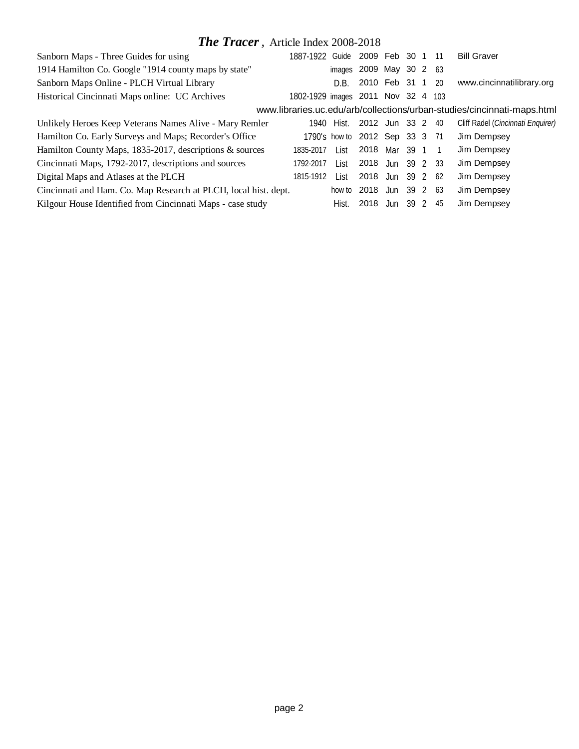***The Tracer*** , Article Index 2008-2018

| | | | | | | | | |
|---|---|---|---|---|---|---|---|---|
| Sanborn Maps - Three Guides for using | 1887-1922 | Guide | 2009 | Feb | 30 | 1 | 11 | Bill Graver |
| 1914 Hamilton Co. Google "1914 county maps by state" | | images | 2009 | May | 30 | 2 | 63 | |
| Sanborn Maps Online - PLCH Virtual Library | | D.B. | 2010 | Feb | 31 | 1 | 20 | www.cincinnatilibrary.org |
| Historical Cincinnati Maps online: UC Archives | 1802-1929 | images | 2011 | Nov | 32 | 4 | 103 | |
| www.libraries.uc.edu/arb/collections/urban-studies/cincinnati-maps.html | | | | | | | | |
| Unlikely Heroes Keep Veterans Names Alive - Mary Remler | 1940 | Hist. | 2012 | Jun | 33 | 2 | 40 | Cliff Radel (*Cincinnati Enquirer*) |
| Hamilton Co. Early Surveys and Maps; Recorder's Office | 1790's | how to | 2012 | Sep | 33 | 3 | 71 | Jim Dempsey |
| Hamilton County Maps, 1835-2017, descriptions & sources | 1835-2017 | List | 2018 | Mar | 39 | 1 | 1 | Jim Dempsey |
| Cincinnati Maps, 1792-2017, descriptions and sources | 1792-2017 | List | 2018 | Jun | 39 | 2 | 33 | Jim Dempsey |
| Digital Maps and Atlases at the PLCH | 1815-1912 | List | 2018 | Jun | 39 | 2 | 62 | Jim Dempsey |
| Cincinnati and Ham. Co. Map Research at PLCH, local hist. dept. | | how to | 2018 | Jun | 39 | 2 | 63 | Jim Dempsey |
| Kilgour House Identified from Cincinnati Maps - case study | | Hist. | 2018 | Jun | 39 | 2 | 45 | Jim Dempsey |